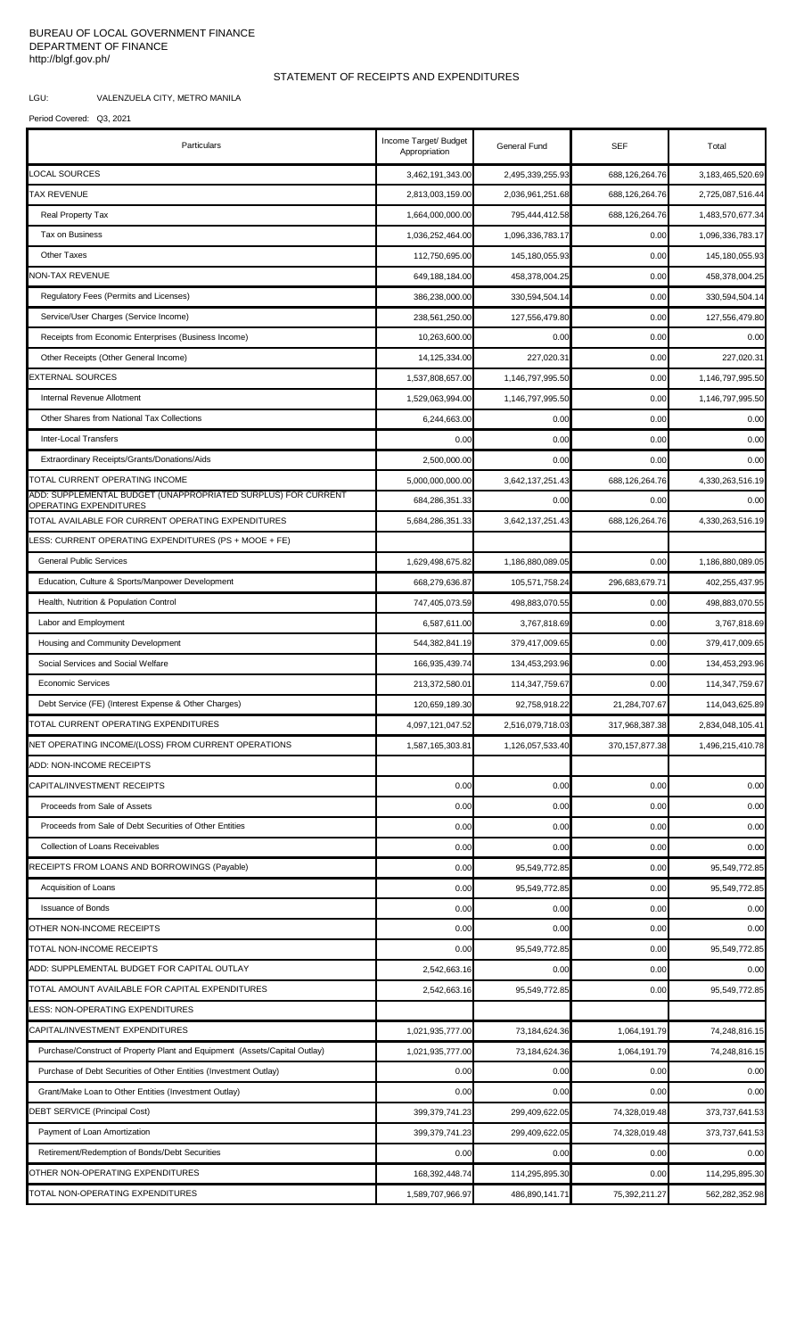BUREAU OF LOCAL GOVERNMENT FINANCE
DEPARTMENT OF FINANCE
http://blgf.gov.ph/

# STATEMENT OF RECEIPTS AND EXPENDITURES

LGU: VALENZUELA CITY, METRO MANILA

Period Covered: Q3, 2021

| Particulars | Income Target/ Budget Appropriation | General Fund | SEF | Total |
|---|---|---|---|---|
| LOCAL SOURCES | 3,462,191,343.00 | 2,495,339,255.93 | 688,126,264.76 | 3,183,465,520.69 |
| TAX REVENUE | 2,813,003,159.00 | 2,036,961,251.68 | 688,126,264.76 | 2,725,087,516.44 |
| Real Property Tax | 1,664,000,000.00 | 795,444,412.58 | 688,126,264.76 | 1,483,570,677.34 |
| Tax on Business | 1,036,252,464.00 | 1,096,336,783.17 | 0.00 | 1,096,336,783.17 |
| Other Taxes | 112,750,695.00 | 145,180,055.93 | 0.00 | 145,180,055.93 |
| NON-TAX REVENUE | 649,188,184.00 | 458,378,004.25 | 0.00 | 458,378,004.25 |
| Regulatory Fees (Permits and Licenses) | 386,238,000.00 | 330,594,504.14 | 0.00 | 330,594,504.14 |
| Service/User Charges (Service Income) | 238,561,250.00 | 127,556,479.80 | 0.00 | 127,556,479.80 |
| Receipts from Economic Enterprises (Business Income) | 10,263,600.00 | 0.00 | 0.00 | 0.00 |
| Other Receipts (Other General Income) | 14,125,334.00 | 227,020.31 | 0.00 | 227,020.31 |
| EXTERNAL SOURCES | 1,537,808,657.00 | 1,146,797,995.50 | 0.00 | 1,146,797,995.50 |
| Internal Revenue Allotment | 1,529,063,994.00 | 1,146,797,995.50 | 0.00 | 1,146,797,995.50 |
| Other Shares from National Tax Collections | 6,244,663.00 | 0.00 | 0.00 | 0.00 |
| Inter-Local Transfers | 0.00 | 0.00 | 0.00 | 0.00 |
| Extraordinary Receipts/Grants/Donations/Aids | 2,500,000.00 | 0.00 | 0.00 | 0.00 |
| TOTAL CURRENT OPERATING INCOME | 5,000,000,000.00 | 3,642,137,251.43 | 688,126,264.76 | 4,330,263,516.19 |
| ADD: SUPPLEMENTAL BUDGET (UNAPPROPRIATED SURPLUS) FOR CURRENT OPERATING EXPENDITURES | 684,286,351.33 | 0.00 | 0.00 | 0.00 |
| TOTAL AVAILABLE FOR CURRENT OPERATING EXPENDITURES | 5,684,286,351.33 | 3,642,137,251.43 | 688,126,264.76 | 4,330,263,516.19 |
| LESS: CURRENT OPERATING EXPENDITURES (PS + MOOE + FE) | | | | |
| General Public Services | 1,629,498,675.82 | 1,186,880,089.05 | 0.00 | 1,186,880,089.05 |
| Education, Culture & Sports/Manpower Development | 668,279,636.87 | 105,571,758.24 | 296,683,679.71 | 402,255,437.95 |
| Health, Nutrition & Population Control | 747,405,073.59 | 498,883,070.55 | 0.00 | 498,883,070.55 |
| Labor and Employment | 6,587,611.00 | 3,767,818.69 | 0.00 | 3,767,818.69 |
| Housing and Community Development | 544,382,841.19 | 379,417,009.65 | 0.00 | 379,417,009.65 |
| Social Services and Social Welfare | 166,935,439.74 | 134,453,293.96 | 0.00 | 134,453,293.96 |
| Economic Services | 213,372,580.01 | 114,347,759.67 | 0.00 | 114,347,759.67 |
| Debt Service (FE) (Interest Expense & Other Charges) | 120,659,189.30 | 92,758,918.22 | 21,284,707.67 | 114,043,625.89 |
| TOTAL CURRENT OPERATING EXPENDITURES | 4,097,121,047.52 | 2,516,079,718.03 | 317,968,387.38 | 2,834,048,105.41 |
| NET OPERATING INCOME/(LOSS) FROM CURRENT OPERATIONS | 1,587,165,303.81 | 1,126,057,533.40 | 370,157,877.38 | 1,496,215,410.78 |
| ADD: NON-INCOME RECEIPTS | | | | |
| CAPITAL/INVESTMENT RECEIPTS | 0.00 | 0.00 | 0.00 | 0.00 |
| Proceeds from Sale of Assets | 0.00 | 0.00 | 0.00 | 0.00 |
| Proceeds from Sale of Debt Securities of Other Entities | 0.00 | 0.00 | 0.00 | 0.00 |
| Collection of Loans Receivables | 0.00 | 0.00 | 0.00 | 0.00 |
| RECEIPTS FROM LOANS AND BORROWINGS (Payable) | 0.00 | 95,549,772.85 | 0.00 | 95,549,772.85 |
| Acquisition of Loans | 0.00 | 95,549,772.85 | 0.00 | 95,549,772.85 |
| Issuance of Bonds | 0.00 | 0.00 | 0.00 | 0.00 |
| OTHER NON-INCOME RECEIPTS | 0.00 | 0.00 | 0.00 | 0.00 |
| TOTAL NON-INCOME RECEIPTS | 0.00 | 95,549,772.85 | 0.00 | 95,549,772.85 |
| ADD: SUPPLEMENTAL BUDGET FOR CAPITAL OUTLAY | 2,542,663.16 | 0.00 | 0.00 | 0.00 |
| TOTAL AMOUNT AVAILABLE FOR CAPITAL EXPENDITURES | 2,542,663.16 | 95,549,772.85 | 0.00 | 95,549,772.85 |
| LESS: NON-OPERATING EXPENDITURES | | | | |
| CAPITAL/INVESTMENT EXPENDITURES | 1,021,935,777.00 | 73,184,624.36 | 1,064,191.79 | 74,248,816.15 |
| Purchase/Construct of Property Plant and Equipment (Assets/Capital Outlay) | 1,021,935,777.00 | 73,184,624.36 | 1,064,191.79 | 74,248,816.15 |
| Purchase of Debt Securities of Other Entities (Investment Outlay) | 0.00 | 0.00 | 0.00 | 0.00 |
| Grant/Make Loan to Other Entities (Investment Outlay) | 0.00 | 0.00 | 0.00 | 0.00 |
| DEBT SERVICE (Principal Cost) | 399,379,741.23 | 299,409,622.05 | 74,328,019.48 | 373,737,641.53 |
| Payment of Loan Amortization | 399,379,741.23 | 299,409,622.05 | 74,328,019.48 | 373,737,641.53 |
| Retirement/Redemption of Bonds/Debt Securities | 0.00 | 0.00 | 0.00 | 0.00 |
| OTHER NON-OPERATING EXPENDITURES | 168,392,448.74 | 114,295,895.30 | 0.00 | 114,295,895.30 |
| TOTAL NON-OPERATING EXPENDITURES | 1,589,707,966.97 | 486,890,141.71 | 75,392,211.27 | 562,282,352.98 |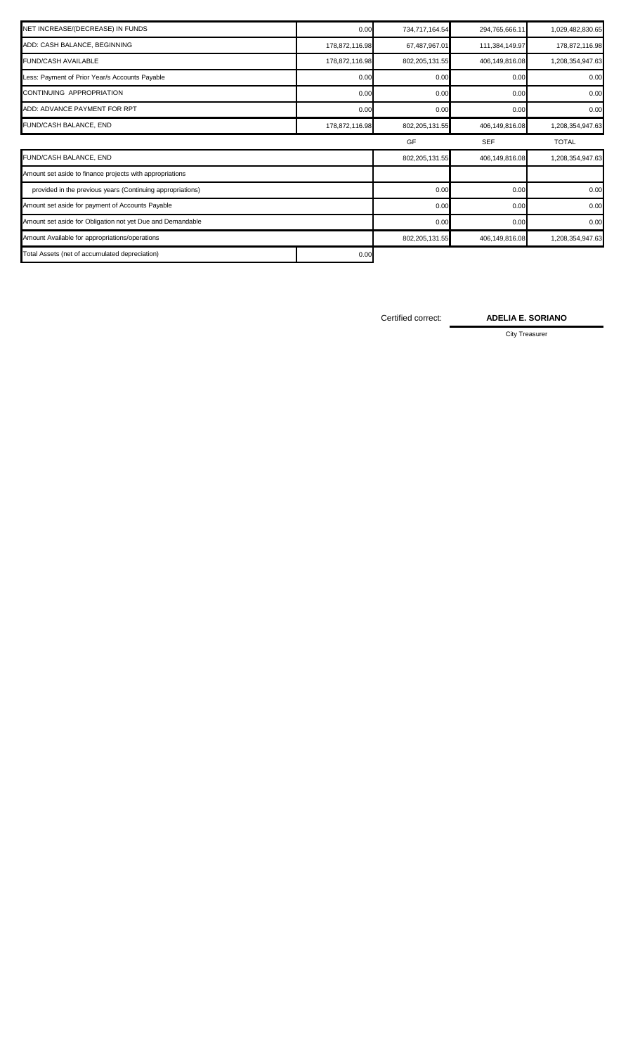| | | | | |
|---|---|---|---|---|
| NET INCREASE/(DECREASE) IN FUNDS | 0.00 | 734,717,164.54 | 294,765,666.11 | 1,029,482,830.65 |
| ADD: CASH BALANCE, BEGINNING | 178,872,116.98 | 67,487,967.01 | 111,384,149.97 | 178,872,116.98 |
| FUND/CASH AVAILABLE | 178,872,116.98 | 802,205,131.55 | 406,149,816.08 | 1,208,354,947.63 |
| Less: Payment of Prior Year/s Accounts Payable | 0.00 | 0.00 | 0.00 | 0.00 |
| CONTINUING APPROPRIATION | 0.00 | 0.00 | 0.00 | 0.00 |
| ADD: ADVANCE PAYMENT FOR RPT | 0.00 | 0.00 | 0.00 | 0.00 |
| FUND/CASH BALANCE, END | 178,872,116.98 | 802,205,131.55 | 406,149,816.08 | 1,208,354,947.63 |

| | | GF | SEF | TOTAL |
|---|---|---|---|---|
| FUND/CASH BALANCE, END | | 802,205,131.55 | 406,149,816.08 | 1,208,354,947.63 |
| Amount set aside to finance projects with appropriations | | | | |
| provided in the previous years (Continuing appropriations) | | 0.00 | 0.00 | 0.00 |
| Amount set aside for payment of Accounts Payable | | 0.00 | 0.00 | 0.00 |
| Amount set aside for Obligation not yet Due and Demandable | | 0.00 | 0.00 | 0.00 |
| Amount Available for appropriations/operations | | 802,205,131.55 | 406,149,816.08 | 1,208,354,947.63 |
| Total Assets (net of accumulated depreciation) | 0.00 | | | |

Certified correct: **ADELIA E. SORIANO**

City Treasurer